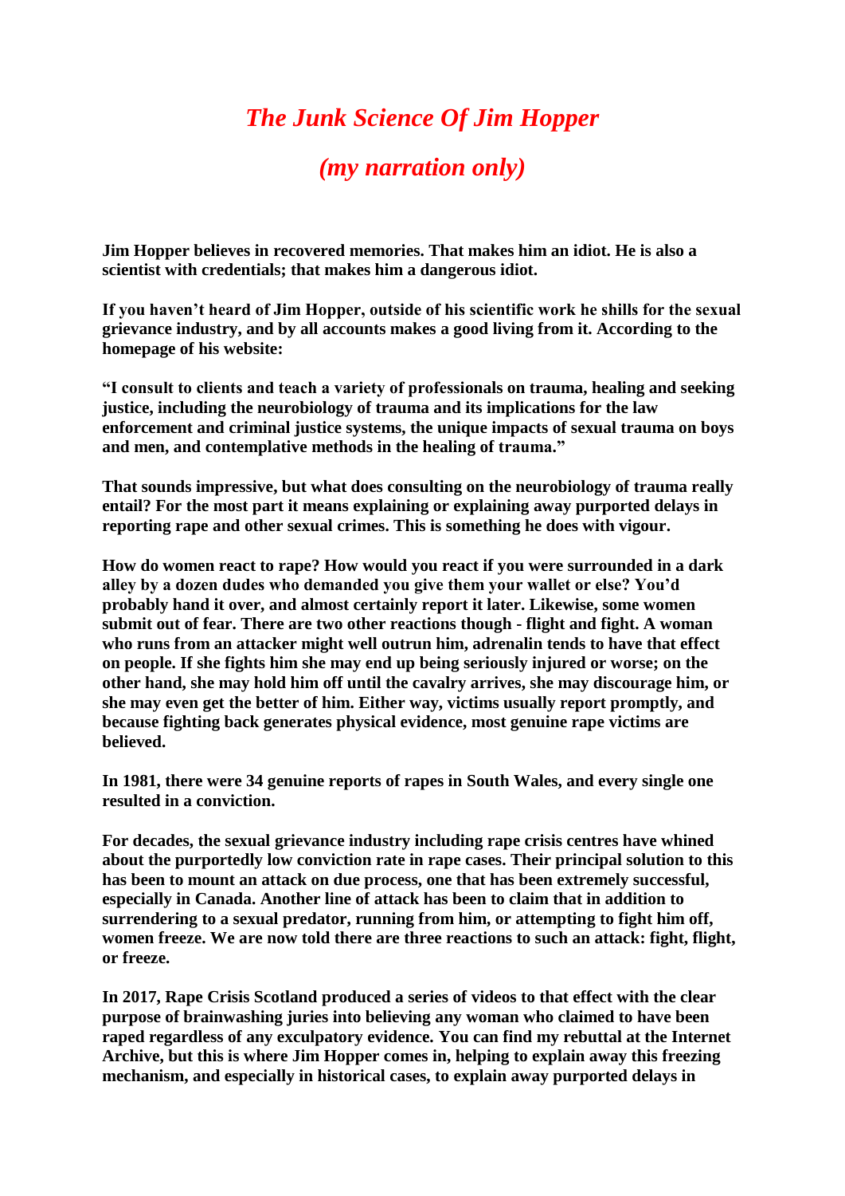# *The Junk Science Of Jim Hopper*

## *(my narration only)*

**Jim Hopper believes in recovered memories. That makes him an idiot. He is also a scientist with credentials; that makes him a dangerous idiot.**

**If you haven't heard of Jim Hopper, outside of his scientific work he shills for the sexual grievance industry, and by all accounts makes a good living from it. According to the homepage of his website:**

**"I consult to clients and teach a variety of professionals on trauma, healing and seeking justice, including the neurobiology of trauma and its implications for the law enforcement and criminal justice systems, the unique impacts of sexual trauma on boys and men, and contemplative methods in the healing of trauma."**

**That sounds impressive, but what does consulting on the neurobiology of trauma really entail? For the most part it means explaining or explaining away purported delays in reporting rape and other sexual crimes. This is something he does with vigour.**

**How do women react to rape? How would you react if you were surrounded in a dark alley by a dozen dudes who demanded you give them your wallet or else? You'd probably hand it over, and almost certainly report it later. Likewise, some women submit out of fear. There are two other reactions though - flight and fight. A woman who runs from an attacker might well outrun him, adrenalin tends to have that effect on people. If she fights him she may end up being seriously injured or worse; on the other hand, she may hold him off until the cavalry arrives, she may discourage him, or she may even get the better of him. Either way, victims usually report promptly, and because fighting back generates physical evidence, most genuine rape victims are believed.**

**In 1981, there were 34 genuine reports of rapes in South Wales, and every single one resulted in a conviction.**

**For decades, the sexual grievance industry including rape crisis centres have whined about the purportedly low conviction rate in rape cases. Their principal solution to this has been to mount an attack on due process, one that has been extremely successful, especially in Canada. Another line of attack has been to claim that in addition to surrendering to a sexual predator, running from him, or attempting to fight him off, women freeze. We are now told there are three reactions to such an attack: fight, flight, or freeze.**

**In 2017, Rape Crisis Scotland produced a series of videos to that effect with the clear purpose of brainwashing juries into believing any woman who claimed to have been raped regardless of any exculpatory evidence. You can find my rebuttal at the Internet Archive, but this is where Jim Hopper comes in, helping to explain away this freezing mechanism, and especially in historical cases, to explain away purported delays in**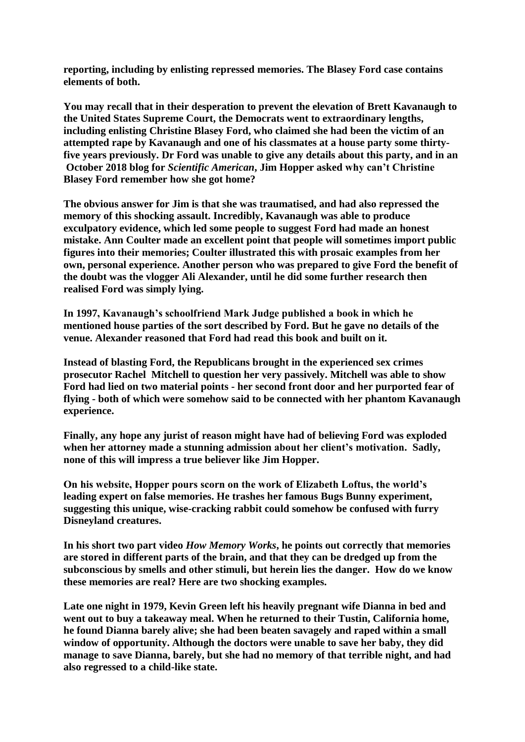**reporting, including by enlisting repressed memories. The Blasey Ford case contains elements of both.**

**You may recall that in their desperation to prevent the elevation of Brett Kavanaugh to the United States Supreme Court, the Democrats went to extraordinary lengths, including enlisting Christine Blasey Ford, who claimed she had been the victim of an attempted rape by Kavanaugh and one of his classmates at a house party some thirty-five years previously. Dr Ford was unable to give any details about this party, and in an October 2018 blog for *Scientific American*, Jim Hopper asked why can't Christine Blasey Ford remember how she got home?**

**The obvious answer for Jim is that she was traumatised, and had also repressed the memory of this shocking assault. Incredibly, Kavanaugh was able to produce exculpatory evidence, which led some people to suggest Ford had made an honest mistake. Ann Coulter made an excellent point that people will sometimes import public figures into their memories; Coulter illustrated this with prosaic examples from her own, personal experience. Another person who was prepared to give Ford the benefit of the doubt was the vlogger Ali Alexander, until he did some further research then realised Ford was simply lying.**

**In 1997, Kavanaugh's schoolfriend Mark Judge published a book in which he mentioned house parties of the sort described by Ford. But he gave no details of the venue. Alexander reasoned that Ford had read this book and built on it.**

**Instead of blasting Ford, the Republicans brought in the experienced sex crimes prosecutor Rachel Mitchell to question her very passively. Mitchell was able to show Ford had lied on two material points - her second front door and her purported fear of flying - both of which were somehow said to be connected with her phantom Kavanaugh experience.**

**Finally, any hope any jurist of reason might have had of believing Ford was exploded when her attorney made a stunning admission about her client's motivation. Sadly, none of this will impress a true believer like Jim Hopper.**

**On his website, Hopper pours scorn on the work of Elizabeth Loftus, the world's leading expert on false memories. He trashes her famous Bugs Bunny experiment, suggesting this unique, wise-cracking rabbit could somehow be confused with furry Disneyland creatures.**

**In his short two part video *How Memory Works*, he points out correctly that memories are stored in different parts of the brain, and that they can be dredged up from the subconscious by smells and other stimuli, but herein lies the danger. How do we know these memories are real? Here are two shocking examples.**

**Late one night in 1979, Kevin Green left his heavily pregnant wife Dianna in bed and went out to buy a takeaway meal. When he returned to their Tustin, California home, he found Dianna barely alive; she had been beaten savagely and raped within a small window of opportunity. Although the doctors were unable to save her baby, they did manage to save Dianna, barely, but she had no memory of that terrible night, and had also regressed to a child-like state.**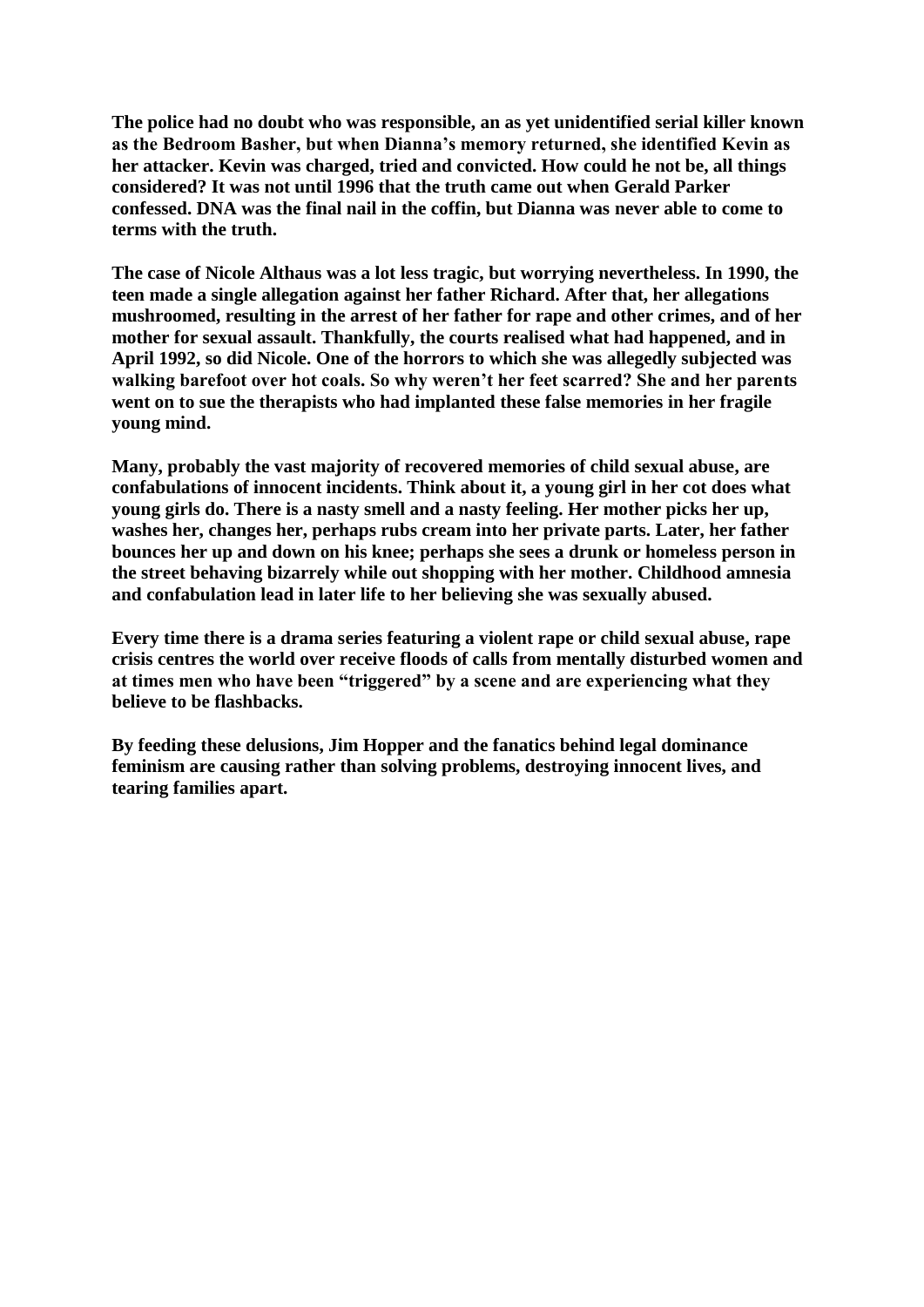**The police had no doubt who was responsible, an as yet unidentified serial killer known as the Bedroom Basher, but when Dianna's memory returned, she identified Kevin as her attacker. Kevin was charged, tried and convicted. How could he not be, all things considered? It was not until 1996 that the truth came out when Gerald Parker confessed. DNA was the final nail in the coffin, but Dianna was never able to come to terms with the truth.**

**The case of Nicole Althaus was a lot less tragic, but worrying nevertheless. In 1990, the teen made a single allegation against her father Richard. After that, her allegations mushroomed, resulting in the arrest of her father for rape and other crimes, and of her mother for sexual assault. Thankfully, the courts realised what had happened, and in April 1992, so did Nicole. One of the horrors to which she was allegedly subjected was walking barefoot over hot coals. So why weren't her feet scarred? She and her parents went on to sue the therapists who had implanted these false memories in her fragile young mind.**

**Many, probably the vast majority of recovered memories of child sexual abuse, are confabulations of innocent incidents. Think about it, a young girl in her cot does what young girls do. There is a nasty smell and a nasty feeling. Her mother picks her up, washes her, changes her, perhaps rubs cream into her private parts. Later, her father bounces her up and down on his knee; perhaps she sees a drunk or homeless person in the street behaving bizarrely while out shopping with her mother. Childhood amnesia and confabulation lead in later life to her believing she was sexually abused.**

**Every time there is a drama series featuring a violent rape or child sexual abuse, rape crisis centres the world over receive floods of calls from mentally disturbed women and at times men who have been "triggered" by a scene and are experiencing what they believe to be flashbacks.**

**By feeding these delusions, Jim Hopper and the fanatics behind legal dominance feminism are causing rather than solving problems, destroying innocent lives, and tearing families apart.**